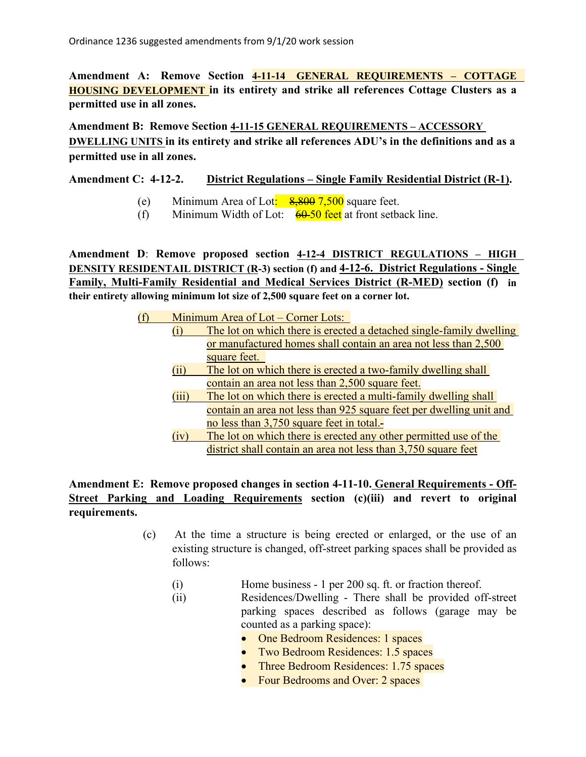Ordinance 1236 suggested amendments from 9/1/20 work session

**Amendment A: Remove Section 4-11-14 GENERAL REQUIREMENTS – COTTAGE HOUSING DEVELOPMENT in its entirety and strike all references Cottage Clusters as a permitted use in all zones.**

**Amendment B: Remove Section 4-11-15 GENERAL REQUIREMENTS – ACCESSORY DWELLING UNITS in its entirety and strike all references ADU's in the definitions and as a permitted use in all zones.**

**Amendment C: 4-12-2. District Regulations – Single Family Residential District (R-1).**

(e) Minimum Area of Lot: ~~8,800~~ 7,500 square feet.

(f) Minimum Width of Lot: ~~60~~ 50 feet at front setback line.

**Amendment D: Remove proposed section 4-12-4 DISTRICT REGULATIONS – HIGH DENSITY RESIDENTAIL DISTRICT (R-3) section (f) and 4-12-6. District Regulations - Single Family, Multi-Family Residential and Medical Services District (R-MED) section (f) in their entirety allowing minimum lot size of 2,500 square feet on a corner lot.**

(f) Minimum Area of Lot – Corner Lots:

- (i) The lot on which there is erected a detached single-family dwelling or manufactured homes shall contain an area not less than 2,500 square feet.
- (ii) The lot on which there is erected a two-family dwelling shall contain an area not less than 2,500 square feet.
- (iii) The lot on which there is erected a multi-family dwelling shall contain an area not less than 925 square feet per dwelling unit and no less than 3,750 square feet in total.
- (iv) The lot on which there is erected any other permitted use of the district shall contain an area not less than 3,750 square feet

**Amendment E: Remove proposed changes in section 4-11-10. General Requirements - Off-Street Parking and Loading Requirements section (c)(iii) and revert to original requirements.**

(c) At the time a structure is being erected or enlarged, or the use of an existing structure is changed, off-street parking spaces shall be provided as follows:

- (i) Home business - 1 per 200 sq. ft. or fraction thereof.
- (ii) Residences/Dwelling - There shall be provided off-street parking spaces described as follows (garage may be counted as a parking space):
  - One Bedroom Residences: 1 spaces
  - Two Bedroom Residences: 1.5 spaces
  - Three Bedroom Residences: 1.75 spaces
  - Four Bedrooms and Over: 2 spaces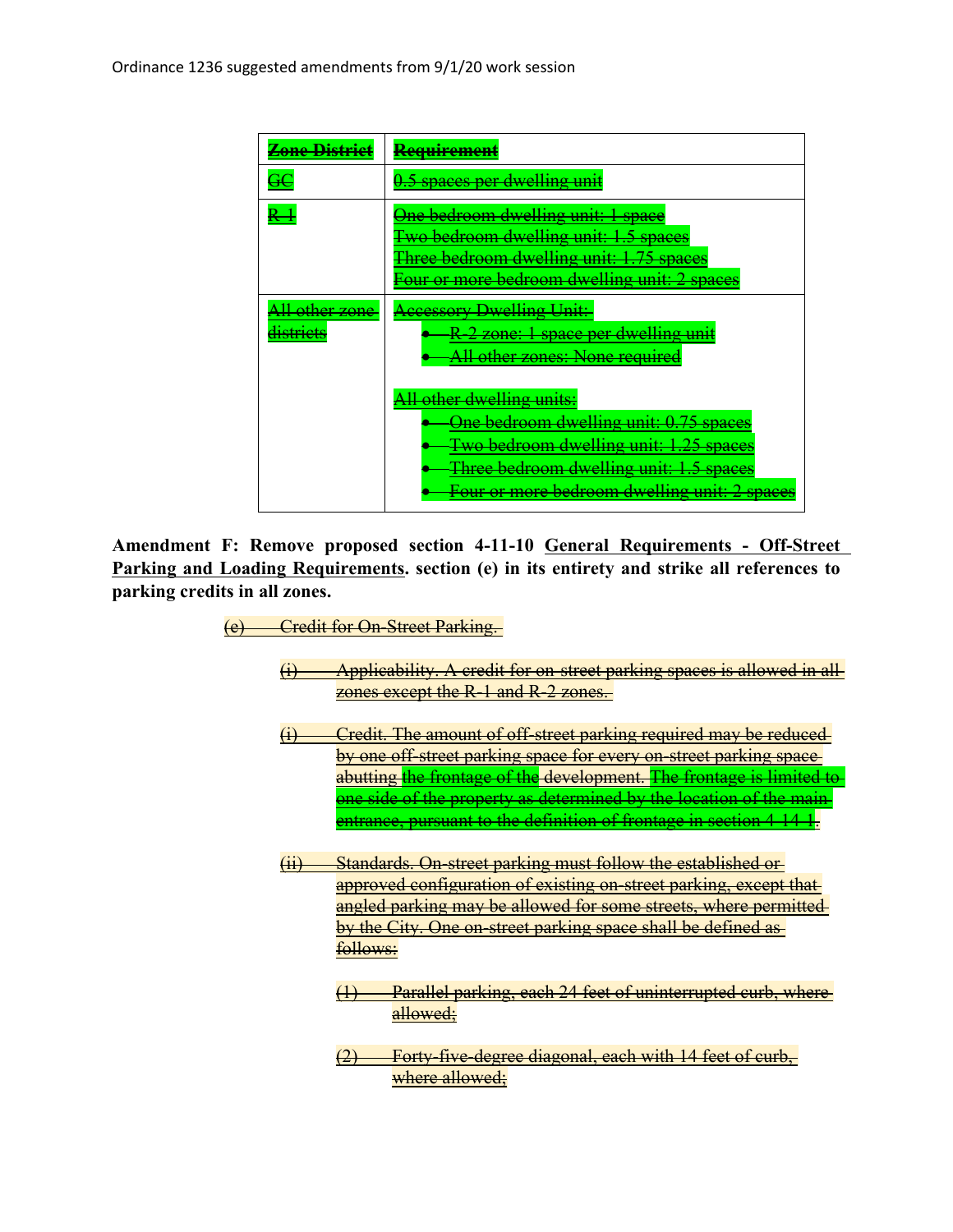Ordinance 1236 suggested amendments from 9/1/20 work session

| ~~Zone District~~ | ~~Requirement~~ |
|---|---|
| ~~GC~~ | ~~0.5 spaces per dwelling unit~~ |
| ~~R-1~~ | ~~One bedroom dwelling unit: 1 space~~<br>~~Two bedroom dwelling unit: 1.5 spaces~~<br>~~Three bedroom dwelling unit: 1.75 spaces~~<br>~~Four or more bedroom dwelling unit: 2 spaces~~ |
| ~~All other zone districts~~ | ~~Accessory Dwelling Unit:~~<br>• ~~R-2 zone: 1 space per dwelling unit~~<br>• ~~All other zones: None required~~<br><br>~~All other dwelling units:~~<br>• ~~One bedroom dwelling unit: 0.75 spaces~~<br>• ~~Two bedroom dwelling unit: 1.25 spaces~~<br>• ~~Three bedroom dwelling unit: 1.5 spaces~~<br>• ~~Four or more bedroom dwelling unit: 2 spaces~~ |

**Amendment F: Remove proposed section 4-11-10 <u>General Requirements - Off-Street Parking and Loading Requirements</u>. section (e) in its entirety and strike all references to parking credits in all zones.**

~~(e) Credit for On-Street Parking.~~

~~(i) Applicability. A credit for on-street parking spaces is allowed in all zones except the R-1 and R-2 zones.~~

~~(i) Credit. The amount of off-street parking required may be reduced by one off-street parking space for every on-street parking space abutting the frontage of the development. The frontage is limited to one side of the property as determined by the location of the main entrance, pursuant to the definition of frontage in section 4-14-1.~~

~~(ii) Standards. On-street parking must follow the established or approved configuration of existing on-street parking, except that angled parking may be allowed for some streets, where permitted by the City. One on-street parking space shall be defined as follows:~~

~~(1) Parallel parking, each 24 feet of uninterrupted curb, where allowed;~~

~~(2) Forty-five-degree diagonal, each with 14 feet of curb, where allowed;~~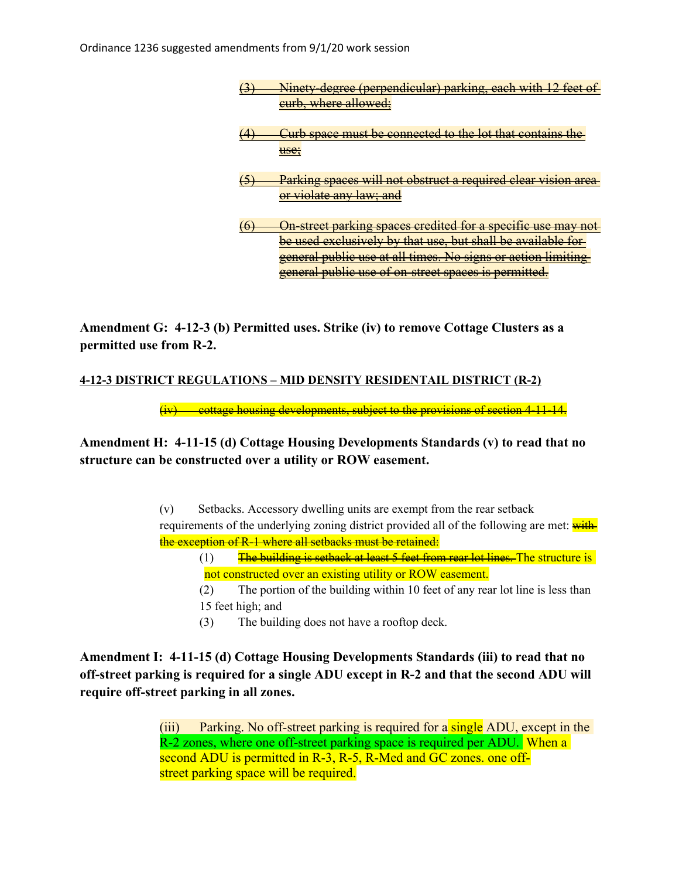~~(3) Ninety-degree (perpendicular) parking, each with 12 feet of curb, where allowed;~~

~~(4) Curb space must be connected to the lot that contains the use;~~

~~(5) Parking spaces will not obstruct a required clear vision area or violate any law; and~~

~~(6) On-street parking spaces credited for a specific use may not be used exclusively by that use, but shall be available for general public use at all times. No signs or action limiting general public use of on-street spaces is permitted.~~

**Amendment G: 4-12-3 (b) Permitted uses. Strike (iv) to remove Cottage Clusters as a permitted use from R-2.**

**4-12-3 DISTRICT REGULATIONS – MID DENSITY RESIDENTAIL DISTRICT (R-2)**

~~(iv) cottage housing developments, subject to the provisions of section 4-11-14.~~

**Amendment H: 4-11-15 (d) Cottage Housing Developments Standards (v) to read that no structure can be constructed over a utility or ROW easement.**

(v) Setbacks. Accessory dwelling units are exempt from the rear setback requirements of the underlying zoning district provided all of the following are met: ~~with the exception of R-1 where all setbacks must be retained:~~

(1) ~~The building is setback at least 5 feet from rear lot lines.~~ The structure is not constructed over an existing utility or ROW easement.

(2) The portion of the building within 10 feet of any rear lot line is less than 15 feet high; and

(3) The building does not have a rooftop deck.

**Amendment I: 4-11-15 (d) Cottage Housing Developments Standards (iii) to read that no off-street parking is required for a single ADU except in R-2 and that the second ADU will require off-street parking in all zones.**

(iii) Parking. No off-street parking is required for a single ADU, except in the R-2 zones, where one off-street parking space is required per ADU. When a second ADU is permitted in R-3, R-5, R-Med and GC zones. one off-street parking space will be required.